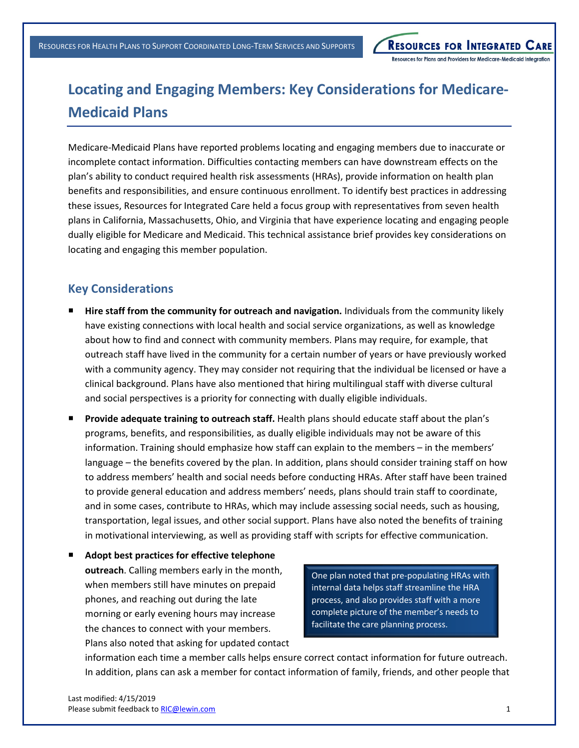# Locating and Engaging Members: Key Considerations for Medicare-Medicaid Plans

Medicare-Medicaid Plans have reported problems locating and engaging members due to inaccurate or incomplete contact information. Difficulties contacting members can have downstream effects on the plan's ability to conduct required health risk assessments (HRAs), provide information on health plan benefits and responsibilities, and ensure continuous enrollment. To identify best practices in addressing these issues, Resources for Integrated Care held a focus group with representatives from seven health plans in California, Massachusetts, Ohio, and Virginia that have experience locating and engaging people dually eligible for Medicare and Medicaid. This technical assistance brief provides key considerations on locating and engaging this member population.

## Key Considerations

- **Hire staff from the community for outreach and navigation.** Individuals from the community likely have existing connections with local health and social service organizations, as well as knowledge about how to find and connect with community members. Plans may require, for example, that outreach staff have lived in the community for a certain number of years or have previously worked with a community agency. They may consider not requiring that the individual be licensed or have a clinical background. Plans have also mentioned that hiring multilingual staff with diverse cultural and social perspectives is a priority for connecting with dually eligible individuals.
- **Provide adequate training to outreach staff.** Health plans should educate staff about the plan's programs, benefits, and responsibilities, as dually eligible individuals may not be aware of this information. Training should emphasize how staff can explain to the members – in the members' language – the benefits covered by the plan. In addition, plans should consider training staff on how to address members' health and social needs before conducting HRAs. After staff have been trained to provide general education and address members' needs, plans should train staff to coordinate, and in some cases, contribute to HRAs, which may include assessing social needs, such as housing, transportation, legal issues, and other social support. Plans have also noted the benefits of training in motivational interviewing, as well as providing staff with scripts for effective communication.
- **Adopt best practices for effective telephone outreach**. Calling members early in the month, when members still have minutes on prepaid phones, and reaching out during the late morning or early evening hours may increase the chances to connect with your members. Plans also noted that asking for updated contact information each time a member calls helps ensure correct contact information for future outreach. In addition, plans can ask a member for contact information of family, friends, and other people that

> One plan noted that pre-populating HRAs with internal data helps staff streamline the HRA process, and also provides staff with a more complete picture of the member's needs to facilitate the care planning process.

Last modified: 4/15/2019
Please submit feedback to RIC@lewin.com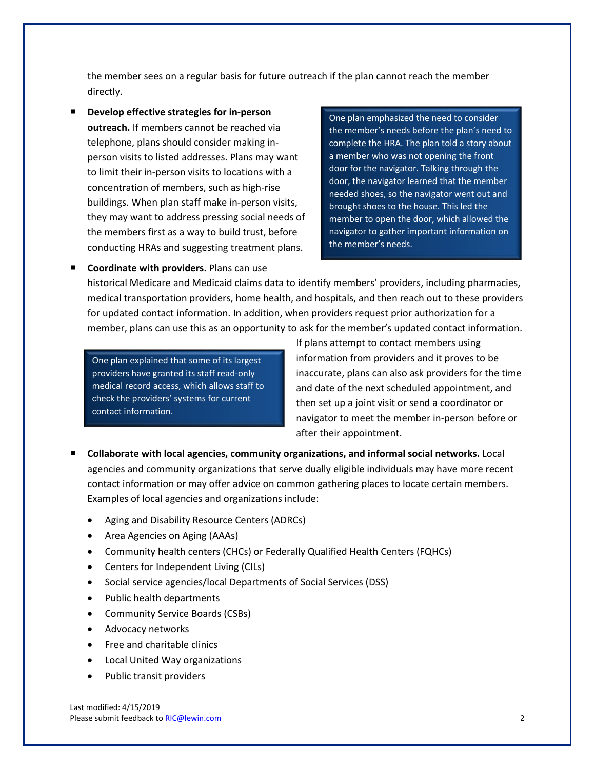the member sees on a regular basis for future outreach if the plan cannot reach the member directly.

- **Develop effective strategies for in-person outreach.** If members cannot be reached via telephone, plans should consider making in-person visits to listed addresses. Plans may want to limit their in-person visits to locations with a concentration of members, such as high-rise buildings. When plan staff make in-person visits, they may want to address pressing social needs of the members first as a way to build trust, before conducting HRAs and suggesting treatment plans.

> One plan emphasized the need to consider the member's needs before the plan's need to complete the HRA. The plan told a story about a member who was not opening the front door for the navigator. Talking through the door, the navigator learned that the member needed shoes, so the navigator went out and brought shoes to the house. This led the member to open the door, which allowed the navigator to gather important information on the member's needs.

- **Coordinate with providers.** Plans can use historical Medicare and Medicaid claims data to identify members' providers, including pharmacies, medical transportation providers, home health, and hospitals, and then reach out to these providers for updated contact information. In addition, when providers request prior authorization for a member, plans can use this as an opportunity to ask for the member's updated contact information. If plans attempt to contact members using information from providers and it proves to be inaccurate, plans can also ask providers for the time and date of the next scheduled appointment, and then set up a joint visit or send a coordinator or navigator to meet the member in-person before or after their appointment.

> One plan explained that some of its largest providers have granted its staff read-only medical record access, which allows staff to check the providers' systems for current contact information.

- **Collaborate with local agencies, community organizations, and informal social networks.** Local agencies and community organizations that serve dually eligible individuals may have more recent contact information or may offer advice on common gathering places to locate certain members. Examples of local agencies and organizations include:
  - Aging and Disability Resource Centers (ADRCs)
  - Area Agencies on Aging (AAAs)
  - Community health centers (CHCs) or Federally Qualified Health Centers (FQHCs)
  - Centers for Independent Living (CILs)
  - Social service agencies/local Departments of Social Services (DSS)
  - Public health departments
  - Community Service Boards (CSBs)
  - Advocacy networks
  - Free and charitable clinics
  - Local United Way organizations
  - Public transit providers

Last modified: 4/15/2019
Please submit feedback to RIC@lewin.com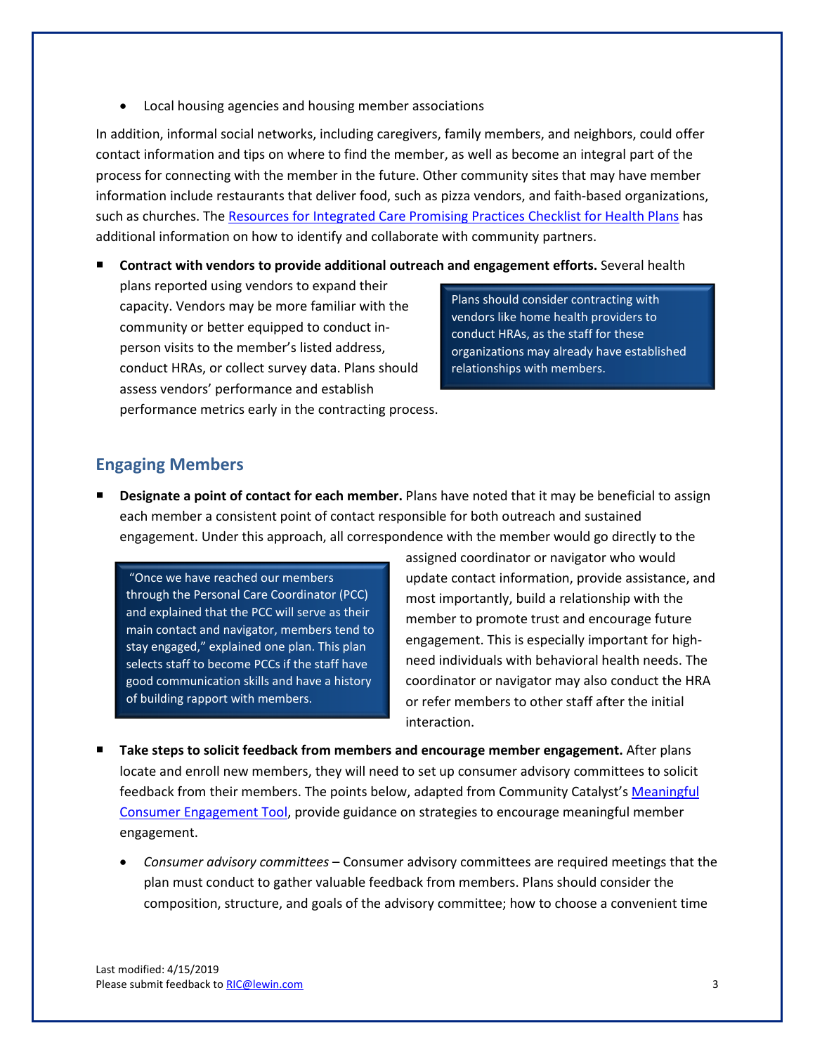- Local housing agencies and housing member associations

In addition, informal social networks, including caregivers, family members, and neighbors, could offer contact information and tips on where to find the member, as well as become an integral part of the process for connecting with the member in the future. Other community sites that may have member information include restaurants that deliver food, such as pizza vendors, and faith-based organizations, such as churches. The [Resources for Integrated Care Promising Practices Checklist for Health Plans]() has additional information on how to identify and collaborate with community partners.

- **Contract with vendors to provide additional outreach and engagement efforts.** Several health plans reported using vendors to expand their capacity. Vendors may be more familiar with the community or better equipped to conduct in-person visits to the member's listed address, conduct HRAs, or collect survey data. Plans should assess vendors' performance and establish performance metrics early in the contracting process.

> Plans should consider contracting with vendors like home health providers to conduct HRAs, as the staff for these organizations may already have established relationships with members.

## Engaging Members

- **Designate a point of contact for each member.** Plans have noted that it may be beneficial to assign each member a consistent point of contact responsible for both outreach and sustained engagement. Under this approach, all correspondence with the member would go directly to the assigned coordinator or navigator who would update contact information, provide assistance, and most importantly, build a relationship with the member to promote trust and encourage future engagement. This is especially important for high-need individuals with behavioral health needs. The coordinator or navigator may also conduct the HRA or refer members to other staff after the initial interaction.

> "Once we have reached our members through the Personal Care Coordinator (PCC) and explained that the PCC will serve as their main contact and navigator, members tend to stay engaged," explained one plan. This plan selects staff to become PCCs if the staff have good communication skills and have a history of building rapport with members.

- **Take steps to solicit feedback from members and encourage member engagement.** After plans locate and enroll new members, they will need to set up consumer advisory committees to solicit feedback from their members. The points below, adapted from Community Catalyst's [Meaningful Consumer Engagement Tool](), provide guidance on strategies to encourage meaningful member engagement.
  - *Consumer advisory committees* – Consumer advisory committees are required meetings that the plan must conduct to gather valuable feedback from members. Plans should consider the composition, structure, and goals of the advisory committee; how to choose a convenient time

Last modified: 4/15/2019
Please submit feedback to [RIC@lewin.com]()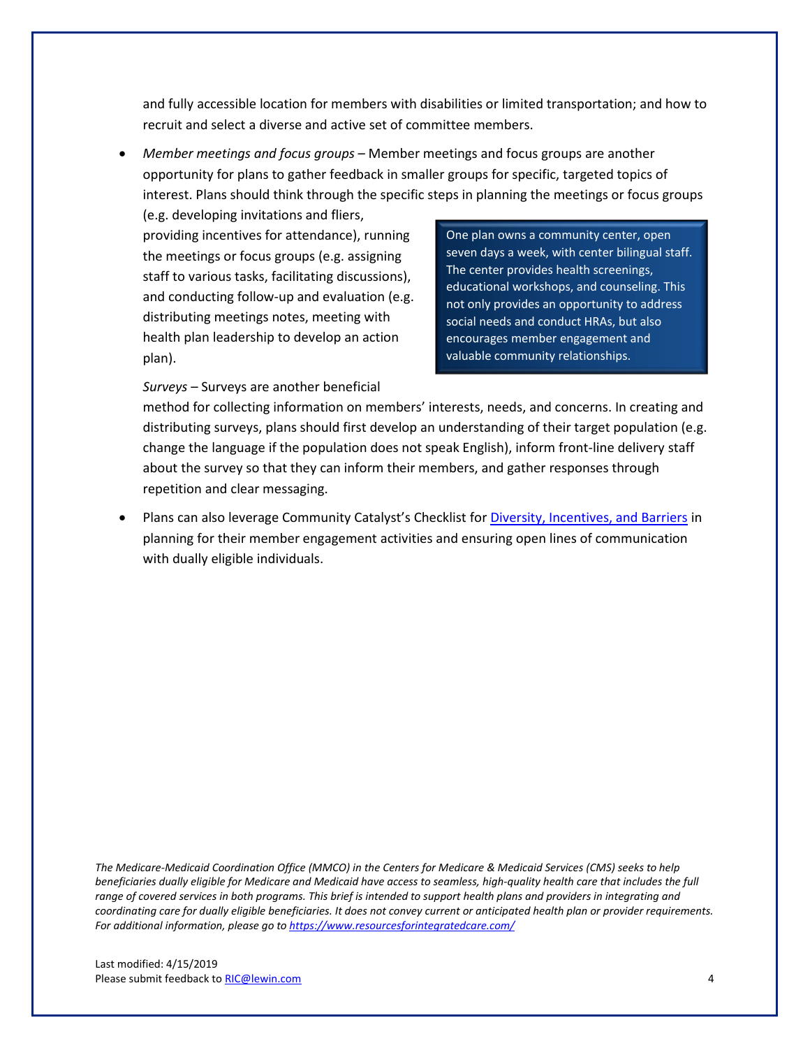and fully accessible location for members with disabilities or limited transportation; and how to recruit and select a diverse and active set of committee members.

- *Member meetings and focus groups* – Member meetings and focus groups are another opportunity for plans to gather feedback in smaller groups for specific, targeted topics of interest. Plans should think through the specific steps in planning the meetings or focus groups (e.g. developing invitations and fliers, providing incentives for attendance), running the meetings or focus groups (e.g. assigning staff to various tasks, facilitating discussions), and conducting follow-up and evaluation (e.g. distributing meetings notes, meeting with health plan leadership to develop an action plan).

> One plan owns a community center, open seven days a week, with center bilingual staff. The center provides health screenings, educational workshops, and counseling. This not only provides an opportunity to address social needs and conduct HRAs, but also encourages member engagement and valuable community relationships.

*Surveys* – Surveys are another beneficial method for collecting information on members' interests, needs, and concerns. In creating and distributing surveys, plans should first develop an understanding of their target population (e.g. change the language if the population does not speak English), inform front-line delivery staff about the survey so that they can inform their members, and gather responses through repetition and clear messaging.

- Plans can also leverage Community Catalyst's Checklist for [Diversity, Incentives, and Barriers] in planning for their member engagement activities and ensuring open lines of communication with dually eligible individuals.

*The Medicare-Medicaid Coordination Office (MMCO) in the Centers for Medicare & Medicaid Services (CMS) seeks to help beneficiaries dually eligible for Medicare and Medicaid have access to seamless, high-quality health care that includes the full range of covered services in both programs. This brief is intended to support health plans and providers in integrating and coordinating care for dually eligible beneficiaries. It does not convey current or anticipated health plan or provider requirements. For additional information, please go to https://www.resourcesforintegratedcare.com/*

Last modified: 4/15/2019
Please submit feedback to RIC@lewin.com